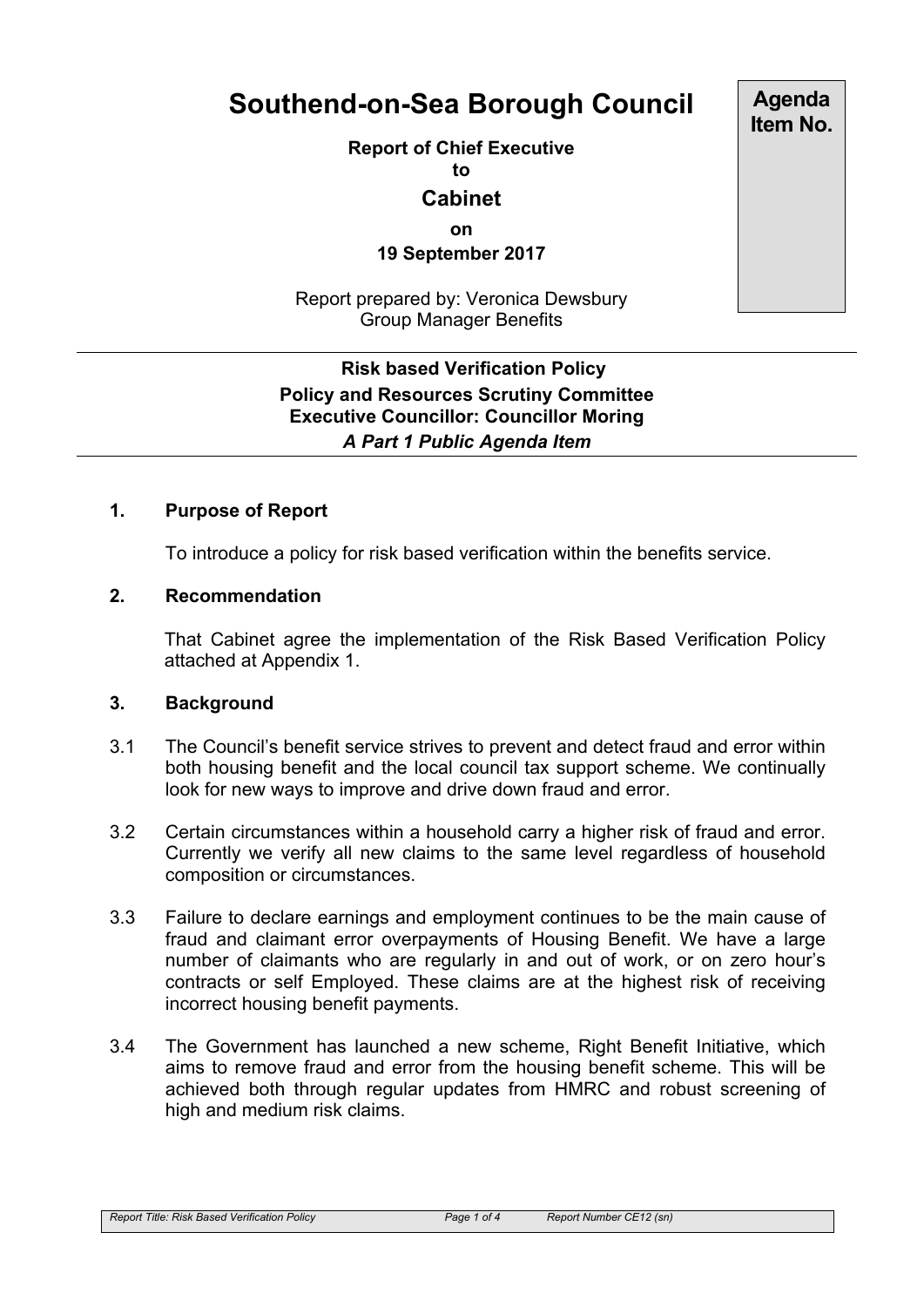# Southend-on-Sea Borough Council

**Agenda Item No.**

**Report of Chief Executive**
**to**
**Cabinet**
**on**
**19 September 2017**

Report prepared by: Veronica Dewsbury
Group Manager Benefits

**Risk based Verification Policy**
**Policy and Resources Scrutiny Committee**
**Executive Councillor: Councillor Moring**
***A Part 1 Public Agenda Item***

## 1. Purpose of Report

To introduce a policy for risk based verification within the benefits service.

## 2. Recommendation

That Cabinet agree the implementation of the Risk Based Verification Policy attached at Appendix 1.

## 3. Background

3.1 The Council's benefit service strives to prevent and detect fraud and error within both housing benefit and the local council tax support scheme. We continually look for new ways to improve and drive down fraud and error.

3.2 Certain circumstances within a household carry a higher risk of fraud and error. Currently we verify all new claims to the same level regardless of household composition or circumstances.

3.3 Failure to declare earnings and employment continues to be the main cause of fraud and claimant error overpayments of Housing Benefit. We have a large number of claimants who are regularly in and out of work, or on zero hour's contracts or self Employed. These claims are at the highest risk of receiving incorrect housing benefit payments.

3.4 The Government has launched a new scheme, Right Benefit Initiative, which aims to remove fraud and error from the housing benefit scheme. This will be achieved both through regular updates from HMRC and robust screening of high and medium risk claims.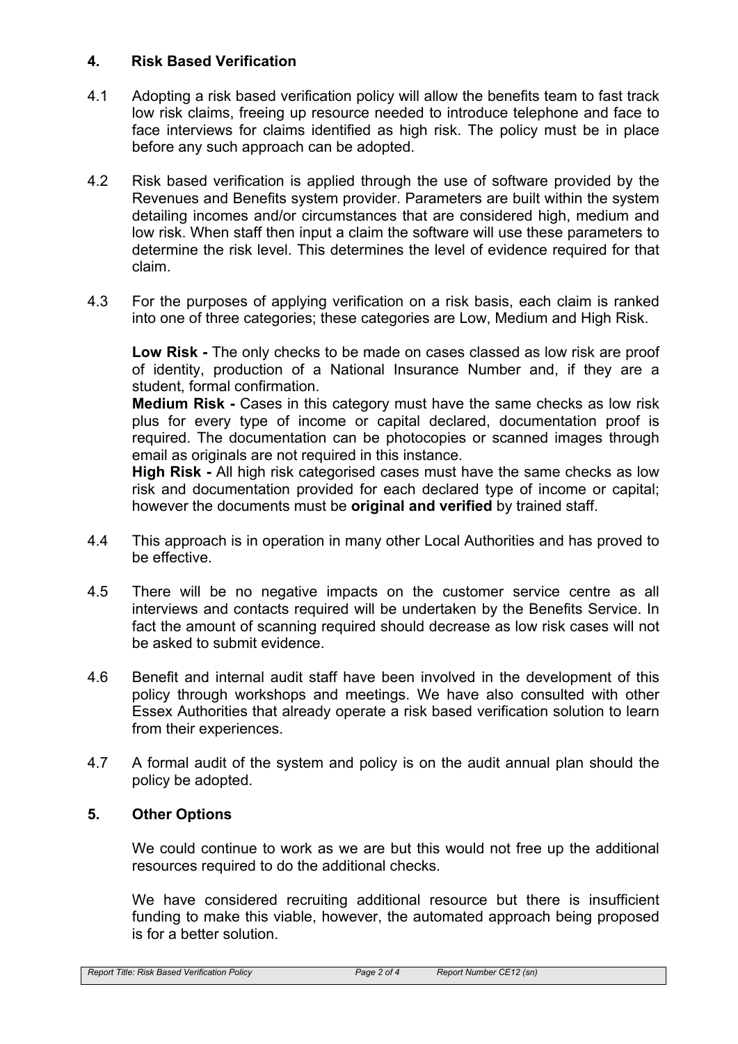## 4. Risk Based Verification

4.1 Adopting a risk based verification policy will allow the benefits team to fast track low risk claims, freeing up resource needed to introduce telephone and face to face interviews for claims identified as high risk. The policy must be in place before any such approach can be adopted.

4.2 Risk based verification is applied through the use of software provided by the Revenues and Benefits system provider. Parameters are built within the system detailing incomes and/or circumstances that are considered high, medium and low risk. When staff then input a claim the software will use these parameters to determine the risk level. This determines the level of evidence required for that claim.

4.3 For the purposes of applying verification on a risk basis, each claim is ranked into one of three categories; these categories are Low, Medium and High Risk.

**Low Risk -** The only checks to be made on cases classed as low risk are proof of identity, production of a National Insurance Number and, if they are a student, formal confirmation.
**Medium Risk -** Cases in this category must have the same checks as low risk plus for every type of income or capital declared, documentation proof is required. The documentation can be photocopies or scanned images through email as originals are not required in this instance.
**High Risk -** All high risk categorised cases must have the same checks as low risk and documentation provided for each declared type of income or capital; however the documents must be **original and verified** by trained staff.

4.4 This approach is in operation in many other Local Authorities and has proved to be effective.

4.5 There will be no negative impacts on the customer service centre as all interviews and contacts required will be undertaken by the Benefits Service. In fact the amount of scanning required should decrease as low risk cases will not be asked to submit evidence.

4.6 Benefit and internal audit staff have been involved in the development of this policy through workshops and meetings. We have also consulted with other Essex Authorities that already operate a risk based verification solution to learn from their experiences.

4.7 A formal audit of the system and policy is on the audit annual plan should the policy be adopted.

## 5. Other Options

We could continue to work as we are but this would not free up the additional resources required to do the additional checks.

We have considered recruiting additional resource but there is insufficient funding to make this viable, however, the automated approach being proposed is for a better solution.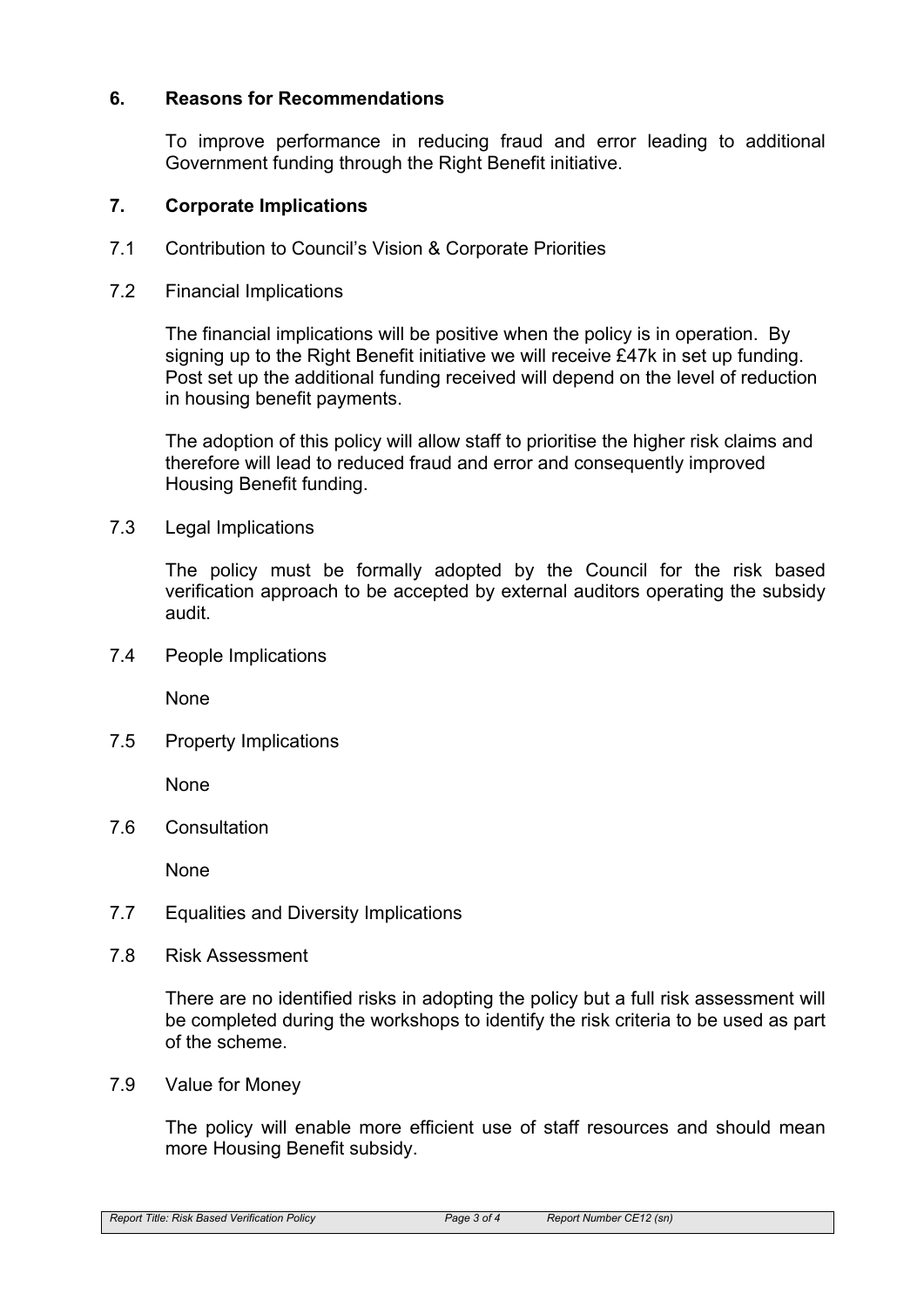## 6. Reasons for Recommendations

To improve performance in reducing fraud and error leading to additional Government funding through the Right Benefit initiative.

## 7. Corporate Implications

7.1 Contribution to Council's Vision & Corporate Priorities

7.2 Financial Implications

The financial implications will be positive when the policy is in operation. By signing up to the Right Benefit initiative we will receive £47k in set up funding. Post set up the additional funding received will depend on the level of reduction in housing benefit payments.

The adoption of this policy will allow staff to prioritise the higher risk claims and therefore will lead to reduced fraud and error and consequently improved Housing Benefit funding.

7.3 Legal Implications

The policy must be formally adopted by the Council for the risk based verification approach to be accepted by external auditors operating the subsidy audit.

7.4 People Implications

None

7.5 Property Implications

None

7.6 Consultation

None

7.7 Equalities and Diversity Implications

7.8 Risk Assessment

There are no identified risks in adopting the policy but a full risk assessment will be completed during the workshops to identify the risk criteria to be used as part of the scheme.

7.9 Value for Money

The policy will enable more efficient use of staff resources and should mean more Housing Benefit subsidy.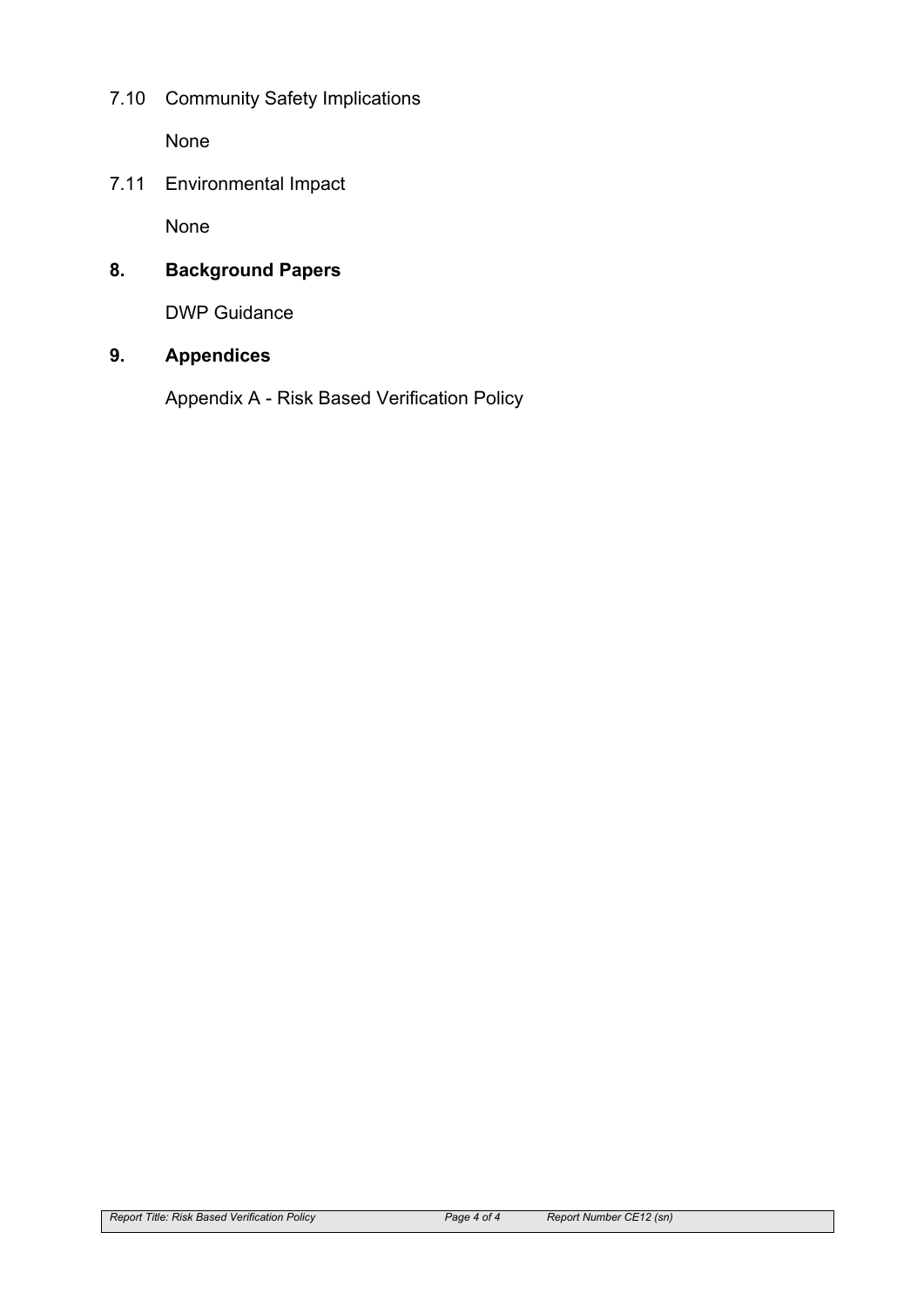7.10 Community Safety Implications

None

7.11 Environmental Impact

None

## 8. Background Papers

DWP Guidance

## 9. Appendices

Appendix A - Risk Based Verification Policy